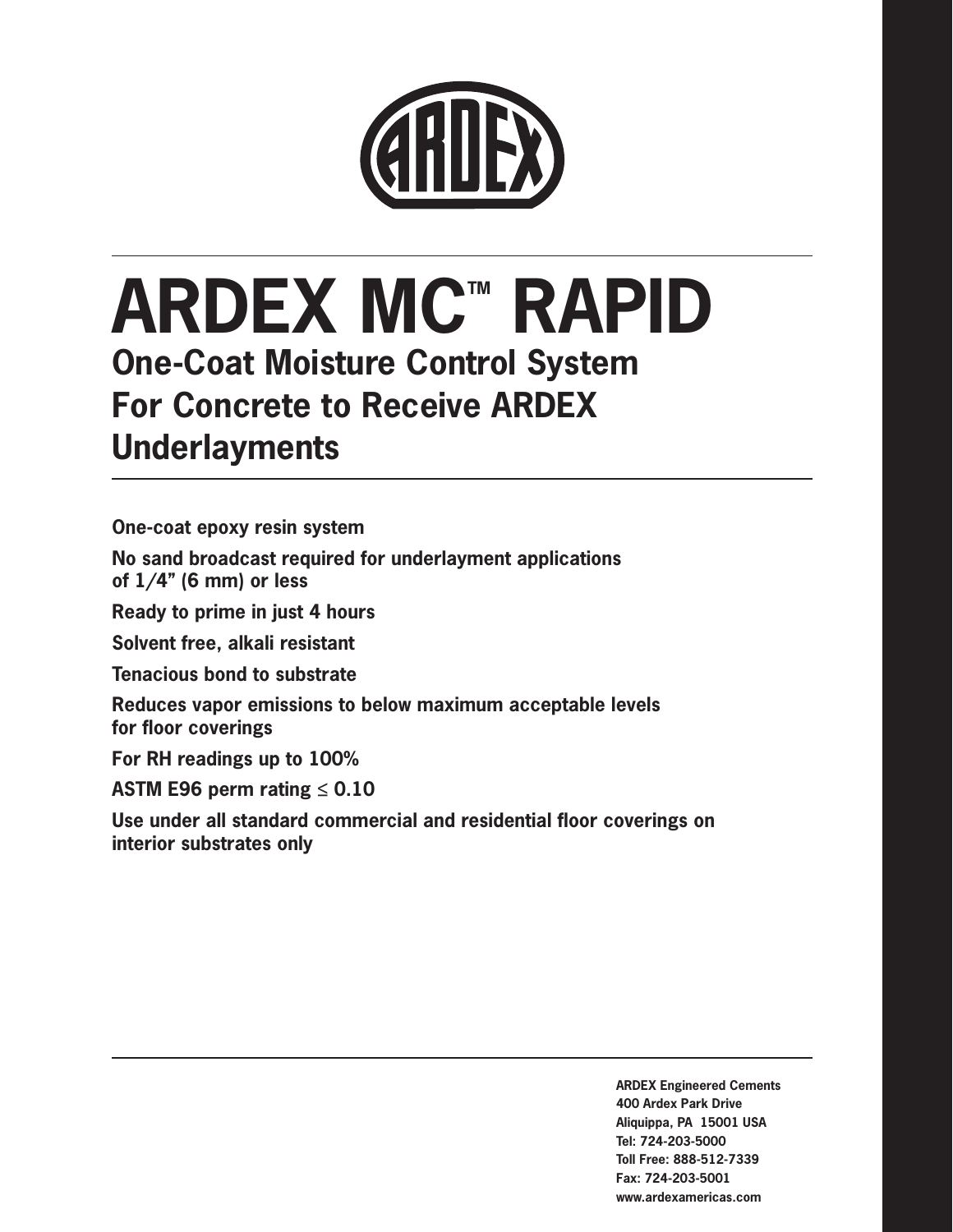# ARDEX MC™ RAPID

## One-Coat Moisture Control System For Concrete to Receive ARDEX Underlayments

**One-coat epoxy resin system**

**No sand broadcast required for underlayment applications of 1/4" (6 mm) or less**

**Ready to prime in just 4 hours**

**Solvent free, alkali resistant**

**Tenacious bond to substrate**

**Reduces vapor emissions to below maximum acceptable levels for floor coverings**

**For RH readings up to 100%**

**ASTM E96 perm rating ≤ 0.10**

**Use under all standard commercial and residential floor coverings on interior substrates only**

**ARDEX Engineered Cements**
**400 Ardex Park Drive**
**Aliquippa, PA 15001 USA**
**Tel: 724-203-5000**
**Toll Free: 888-512-7339**
**Fax: 724-203-5001**
**www.ardexamericas.com**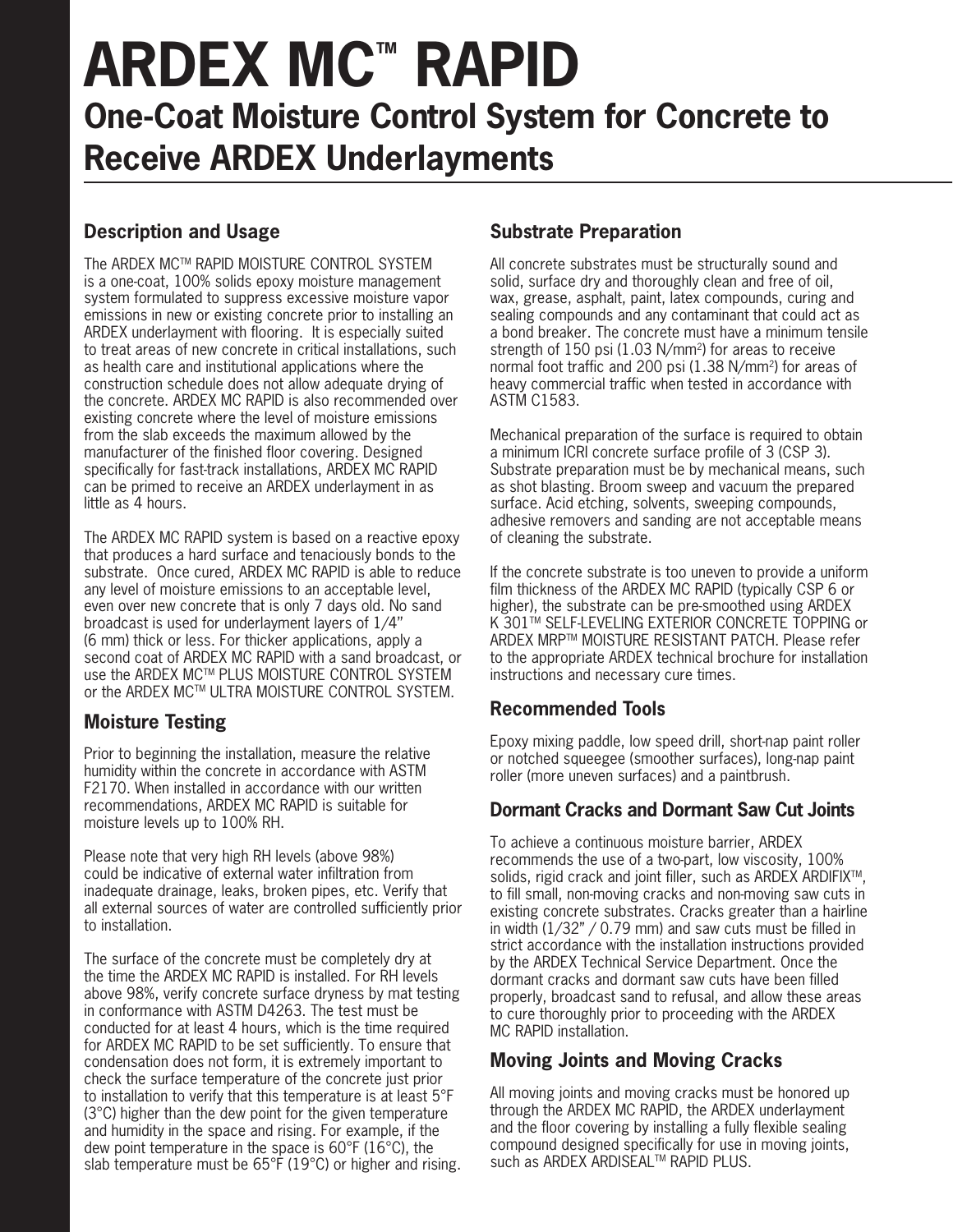# ARDEX MC™ RAPID

## One-Coat Moisture Control System for Concrete to Receive ARDEX Underlayments

### Description and Usage

The ARDEX MC™ RAPID MOISTURE CONTROL SYSTEM is a one-coat, 100% solids epoxy moisture management system formulated to suppress excessive moisture vapor emissions in new or existing concrete prior to installing an ARDEX underlayment with flooring. It is especially suited to treat areas of new concrete in critical installations, such as health care and institutional applications where the construction schedule does not allow adequate drying of the concrete. ARDEX MC RAPID is also recommended over existing concrete where the level of moisture emissions from the slab exceeds the maximum allowed by the manufacturer of the finished floor covering. Designed specifically for fast-track installations, ARDEX MC RAPID can be primed to receive an ARDEX underlayment in as little as 4 hours.

The ARDEX MC RAPID system is based on a reactive epoxy that produces a hard surface and tenaciously bonds to the substrate. Once cured, ARDEX MC RAPID is able to reduce any level of moisture emissions to an acceptable level, even over new concrete that is only 7 days old. No sand broadcast is used for underlayment layers of 1/4" (6 mm) thick or less. For thicker applications, apply a second coat of ARDEX MC RAPID with a sand broadcast, or use the ARDEX MC™ PLUS MOISTURE CONTROL SYSTEM or the ARDEX MC™ ULTRA MOISTURE CONTROL SYSTEM.

### Moisture Testing

Prior to beginning the installation, measure the relative humidity within the concrete in accordance with ASTM F2170. When installed in accordance with our written recommendations, ARDEX MC RAPID is suitable for moisture levels up to 100% RH.

Please note that very high RH levels (above 98%) could be indicative of external water infiltration from inadequate drainage, leaks, broken pipes, etc. Verify that all external sources of water are controlled sufficiently prior to installation.

The surface of the concrete must be completely dry at the time the ARDEX MC RAPID is installed. For RH levels above 98%, verify concrete surface dryness by mat testing in conformance with ASTM D4263. The test must be conducted for at least 4 hours, which is the time required for ARDEX MC RAPID to be set sufficiently. To ensure that condensation does not form, it is extremely important to check the surface temperature of the concrete just prior to installation to verify that this temperature is at least 5°F (3°C) higher than the dew point for the given temperature and humidity in the space and rising. For example, if the dew point temperature in the space is 60°F (16°C), the slab temperature must be 65°F (19°C) or higher and rising.

### Substrate Preparation

All concrete substrates must be structurally sound and solid, surface dry and thoroughly clean and free of oil, wax, grease, asphalt, paint, latex compounds, curing and sealing compounds and any contaminant that could act as a bond breaker. The concrete must have a minimum tensile strength of 150 psi (1.03 N/mm²) for areas to receive normal foot traffic and 200 psi (1.38 N/mm²) for areas of heavy commercial traffic when tested in accordance with ASTM C1583.

Mechanical preparation of the surface is required to obtain a minimum ICRI concrete surface profile of 3 (CSP 3). Substrate preparation must be by mechanical means, such as shot blasting. Broom sweep and vacuum the prepared surface. Acid etching, solvents, sweeping compounds, adhesive removers and sanding are not acceptable means of cleaning the substrate.

If the concrete substrate is too uneven to provide a uniform film thickness of the ARDEX MC RAPID (typically CSP 6 or higher), the substrate can be pre-smoothed using ARDEX K 301™ SELF-LEVELING EXTERIOR CONCRETE TOPPING or ARDEX MRP™ MOISTURE RESISTANT PATCH. Please refer to the appropriate ARDEX technical brochure for installation instructions and necessary cure times.

### Recommended Tools

Epoxy mixing paddle, low speed drill, short-nap paint roller or notched squeegee (smoother surfaces), long-nap paint roller (more uneven surfaces) and a paintbrush.

### Dormant Cracks and Dormant Saw Cut Joints

To achieve a continuous moisture barrier, ARDEX recommends the use of a two-part, low viscosity, 100% solids, rigid crack and joint filler, such as ARDEX ARDIFIX™, to fill small, non-moving cracks and non-moving saw cuts in existing concrete substrates. Cracks greater than a hairline in width (1/32" / 0.79 mm) and saw cuts must be filled in strict accordance with the installation instructions provided by the ARDEX Technical Service Department. Once the dormant cracks and dormant saw cuts have been filled properly, broadcast sand to refusal, and allow these areas to cure thoroughly prior to proceeding with the ARDEX MC RAPID installation.

### Moving Joints and Moving Cracks

All moving joints and moving cracks must be honored up through the ARDEX MC RAPID, the ARDEX underlayment and the floor covering by installing a fully flexible sealing compound designed specifically for use in moving joints, such as ARDEX ARDISEAL™ RAPID PLUS.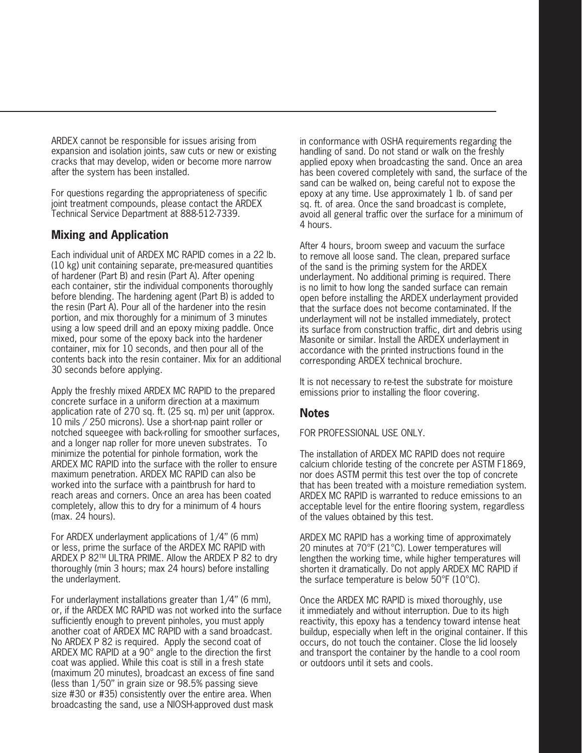ARDEX cannot be responsible for issues arising from expansion and isolation joints, saw cuts or new or existing cracks that may develop, widen or become more narrow after the system has been installed.

For questions regarding the appropriateness of specific joint treatment compounds, please contact the ARDEX Technical Service Department at 888-512-7339.

## Mixing and Application

Each individual unit of ARDEX MC RAPID comes in a 22 lb. (10 kg) unit containing separate, pre-measured quantities of hardener (Part B) and resin (Part A). After opening each container, stir the individual components thoroughly before blending. The hardening agent (Part B) is added to the resin (Part A). Pour all of the hardener into the resin portion, and mix thoroughly for a minimum of 3 minutes using a low speed drill and an epoxy mixing paddle. Once mixed, pour some of the epoxy back into the hardener container, mix for 10 seconds, and then pour all of the contents back into the resin container. Mix for an additional 30 seconds before applying.

Apply the freshly mixed ARDEX MC RAPID to the prepared concrete surface in a uniform direction at a maximum application rate of 270 sq. ft. (25 sq. m) per unit (approx. 10 mils / 250 microns). Use a short-nap paint roller or notched squeegee with back-rolling for smoother surfaces, and a longer nap roller for more uneven substrates. To minimize the potential for pinhole formation, work the ARDEX MC RAPID into the surface with the roller to ensure maximum penetration. ARDEX MC RAPID can also be worked into the surface with a paintbrush for hard to reach areas and corners. Once an area has been coated completely, allow this to dry for a minimum of 4 hours (max. 24 hours).

For ARDEX underlayment applications of 1/4" (6 mm) or less, prime the surface of the ARDEX MC RAPID with ARDEX P 82™ ULTRA PRIME. Allow the ARDEX P 82 to dry thoroughly (min 3 hours; max 24 hours) before installing the underlayment.

For underlayment installations greater than 1/4" (6 mm), or, if the ARDEX MC RAPID was not worked into the surface sufficiently enough to prevent pinholes, you must apply another coat of ARDEX MC RAPID with a sand broadcast. No ARDEX P 82 is required. Apply the second coat of ARDEX MC RAPID at a 90° angle to the direction the first coat was applied. While this coat is still in a fresh state (maximum 20 minutes), broadcast an excess of fine sand (less than 1/50" in grain size or 98.5% passing sieve size #30 or #35) consistently over the entire area. When broadcasting the sand, use a NIOSH-approved dust mask in conformance with OSHA requirements regarding the handling of sand. Do not stand or walk on the freshly applied epoxy when broadcasting the sand. Once an area has been covered completely with sand, the surface of the sand can be walked on, being careful not to expose the epoxy at any time. Use approximately 1 lb. of sand per sq. ft. of area. Once the sand broadcast is complete, avoid all general traffic over the surface for a minimum of 4 hours.

After 4 hours, broom sweep and vacuum the surface to remove all loose sand. The clean, prepared surface of the sand is the priming system for the ARDEX underlayment. No additional priming is required. There is no limit to how long the sanded surface can remain open before installing the ARDEX underlayment provided that the surface does not become contaminated. If the underlayment will not be installed immediately, protect its surface from construction traffic, dirt and debris using Masonite or similar. Install the ARDEX underlayment in accordance with the printed instructions found in the corresponding ARDEX technical brochure.

It is not necessary to re-test the substrate for moisture emissions prior to installing the floor covering.

## Notes

FOR PROFESSIONAL USE ONLY.

The installation of ARDEX MC RAPID does not require calcium chloride testing of the concrete per ASTM F1869, nor does ASTM permit this test over the top of concrete that has been treated with a moisture remediation system. ARDEX MC RAPID is warranted to reduce emissions to an acceptable level for the entire flooring system, regardless of the values obtained by this test.

ARDEX MC RAPID has a working time of approximately 20 minutes at 70°F (21°C). Lower temperatures will lengthen the working time, while higher temperatures will shorten it dramatically. Do not apply ARDEX MC RAPID if the surface temperature is below 50°F (10°C).

Once the ARDEX MC RAPID is mixed thoroughly, use it immediately and without interruption. Due to its high reactivity, this epoxy has a tendency toward intense heat buildup, especially when left in the original container. If this occurs, do not touch the container. Close the lid loosely and transport the container by the handle to a cool room or outdoors until it sets and cools.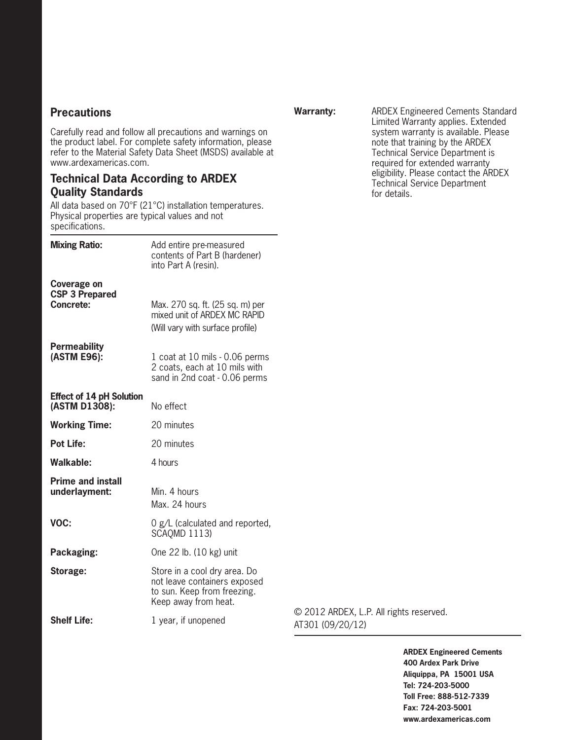## Precautions

Carefully read and follow all precautions and warnings on the product label. For complete safety information, please refer to the Material Safety Data Sheet (MSDS) available at www.ardexamericas.com.

## Technical Data According to ARDEX Quality Standards

All data based on 70°F (21°C) installation temperatures. Physical properties are typical values and not specifications.

| | |
|---|---|
| **Mixing Ratio:** | Add entire pre-measured contents of Part B (hardener) into Part A (resin). |
| **Coverage on CSP 3 Prepared Concrete:** | Max. 270 sq. ft. (25 sq. m) per mixed unit of ARDEX MC RAPID (Will vary with surface profile) |
| **Permeability (ASTM E96):** | 1 coat at 10 mils - 0.06 perms<br>2 coats, each at 10 mils with sand in 2nd coat - 0.06 perms |
| **Effect of 14 pH Solution (ASTM D1308):** | No effect |
| **Working Time:** | 20 minutes |
| **Pot Life:** | 20 minutes |
| **Walkable:** | 4 hours |
| **Prime and install underlayment:** | Min. 4 hours<br>Max. 24 hours |
| **VOC:** | 0 g/L (calculated and reported, SCAQMD 1113) |
| **Packaging:** | One 22 lb. (10 kg) unit |
| **Storage:** | Store in a cool dry area. Do not leave containers exposed to sun. Keep from freezing. Keep away from heat. |
| **Shelf Life:** | 1 year, if unopened |

**Warranty:** ARDEX Engineered Cements Standard Limited Warranty applies. Extended system warranty is available. Please note that training by the ARDEX Technical Service Department is required for extended warranty eligibility. Please contact the ARDEX Technical Service Department for details.

© 2012 ARDEX, L.P. All rights reserved.
AT301 (09/20/12)

**ARDEX Engineered Cements**
**400 Ardex Park Drive**
**Aliquippa, PA 15001 USA**
**Tel: 724-203-5000**
**Toll Free: 888-512-7339**
**Fax: 724-203-5001**
**www.ardexamericas.com**